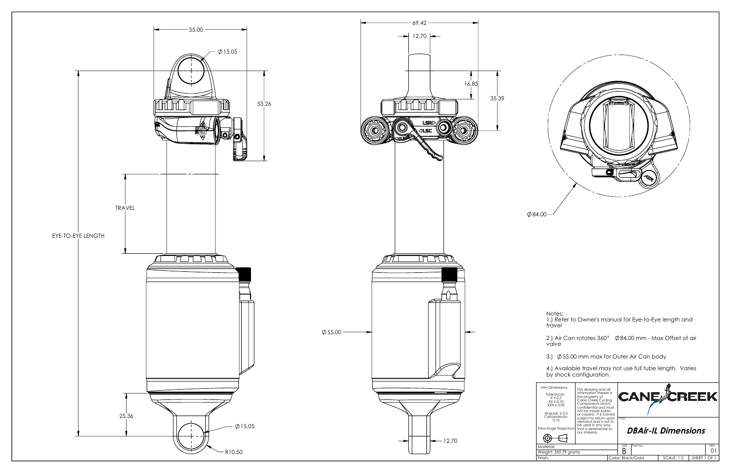55.00

$\phi$15.05

53.26

TRAVEL

EYE-TO-EYE LENGTH

25.36

$\phi$15.05

R10.50

69.42

12.70

16.85

35.39

$\phi$55.00

12.70

$\phi$84.00

Notes:

1.) Refer to Owner's manual for Eye-to-Eye length and travel

2.) Air Can rotates 360° $\phi$84.00 mm - Max Offset of air valve

3.) $\phi$55.00 mm max for Outer Air Can body

4.) Available travel may not use full tube length. Varies by shock configuration.

| mm Dimensions<br>Tolerances:<br>.X ± 0.3<br>.XX ± 0.10<br>.XXX ± 0.05<br>Angular: ± 0.5<br>Concentricity: 0.10<br>Third Angle Projection | This drawing and all information therein is the property of Cane Creek Cycling Components and is confidential and must not be made public or copied. It is loaned subject to return upon demand and is not to be used in any way that is detrimental to our interests. | CANE CREEK<br>TITLE: ***DBAir-IL Dimensions*** | | | |
|---|---|---|---|---|---|
| Material: | | SIZE B | Part No. | | REV. 01 |
| Weight: 350.79 grams | | | | | |
| Finish: | | Color: Black/Gold | | SCALE: 1:2 | SHEET 1 OF 1 |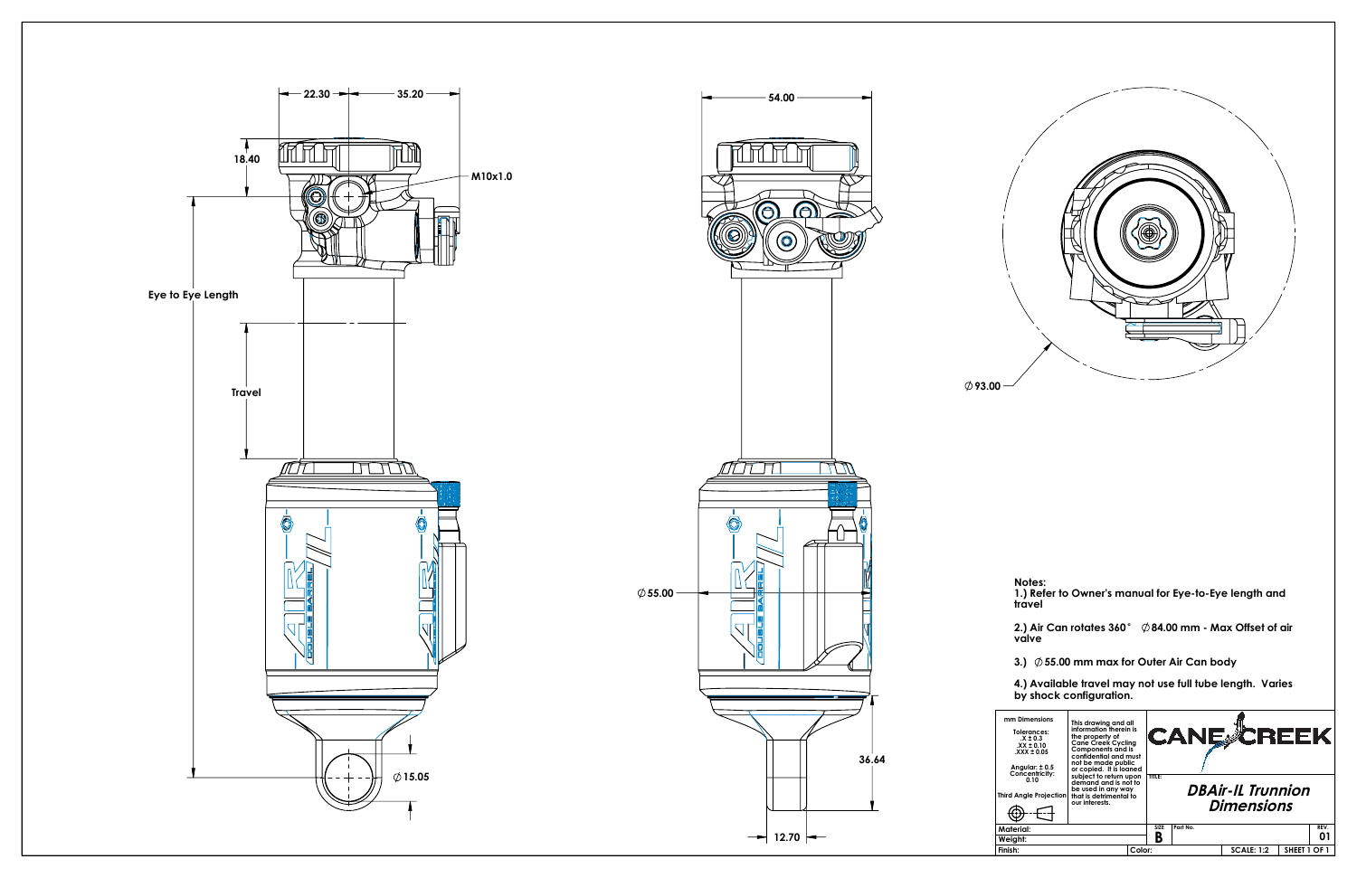22.30

35.20

18.40

M10x1.0

Eye to Eye Length

Travel

∅15.05

54.00

∅55.00

36.64

12.70

∅93.00

**Notes:**

1.) Refer to Owner's manual for Eye-to-Eye length and travel

2.) Air Can rotates 360° ∅84.00 mm - Max Offset of air valve

3.) ∅55.00 mm max for Outer Air Can body

4.) Available travel may not use full tube length. Varies by shock configuration.

| | | | | |
|---|---|---|---|---|
| mm Dimensions<br>Tolerances:<br>.X ± 0.3<br>.XX ± 0.10<br>.XXX ± 0.05<br>Angular: ± 0.5<br>Concentricity: 0.10<br>Third Angle Projection | This drawing and all information therein is the property of Cane Creek Cycling Components and is confidential and must not be made public or copied. It is loaned subject to return upon demand and is not to be used in any way that is detrimental to our interests. | CANE CREEK<br>TITLE: *DBAir-IL Trunnion Dimensions* | | |
| Material: | | SIZE: B | Part No. | REV. 01 |
| Weight: | | | | |
| Finish: | Color: | | SCALE: 1:2 | SHEET 1 OF 1 |